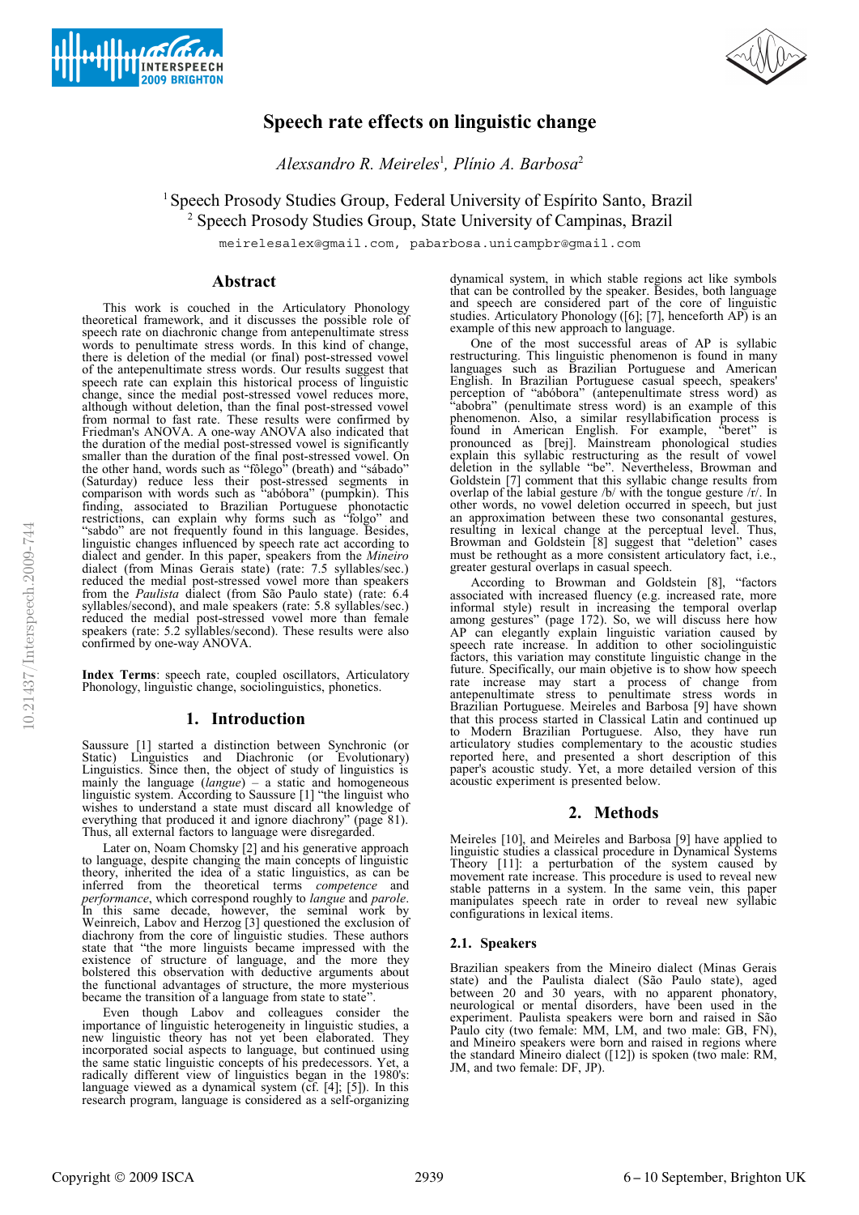# Speech rate effects on linguistic change

*Alexsandro R. Meireles*[1], *Plínio A. Barbosa*[2]

[1] Speech Prosody Studies Group, Federal University of Espírito Santo, Brazil
[2] Speech Prosody Studies Group, State University of Campinas, Brazil

meirelesalex@gmail.com, pabarbosa.unicampbr@gmail.com

## Abstract

This work is couched in the Articulatory Phonology theoretical framework, and it discusses the possible role of speech rate on diachronic change from antepenultimate stress words to penultimate stress words. In this kind of change, there is deletion of the medial (or final) post-stressed vowel of the antepenultimate stress words. Our results suggest that speech rate can explain this historical process of linguistic change, since the medial post-stressed vowel reduces more, although without deletion, than the final post-stressed vowel from normal to fast rate. These results were confirmed by Friedman's ANOVA. A one-way ANOVA also indicated that the duration of the medial post-stressed vowel is significantly smaller than the duration of the final post-stressed vowel. On the other hand, words such as "fôlego" (breath) and "sábado" (Saturday) reduce less their post-stressed segments in comparison with words such as "abóbora" (pumpkin). This finding, associated to Brazilian Portuguese phonotactic restrictions, can explain why forms such as "folgo" and "sabdo" are not frequently found in this language. Besides, linguistic changes influenced by speech rate act according to dialect and gender. In this paper, speakers from the *Mineiro* dialect (from Minas Gerais state) (rate: 7.5 syllables/sec.) reduced the medial post-stressed vowel more than speakers from the *Paulista* dialect (from São Paulo state) (rate: 6.4 syllables/second), and male speakers (rate: 5.8 syllables/sec.) reduced the medial post-stressed vowel more than female speakers (rate: 5.2 syllables/second). These results were also confirmed by one-way ANOVA.

**Index Terms**: speech rate, coupled oscillators, Articulatory Phonology, linguistic change, sociolinguistics, phonetics.

## 1. Introduction

Saussure [1] started a distinction between Synchronic (or Static) Linguistics and Diachronic (or Evolutionary) Linguistics. Since then, the object of study of linguistics is mainly the language (*langue*) – a static and homogeneous linguistic system. According to Saussure [1] "the linguist who wishes to understand a state must discard all knowledge of everything that produced it and ignore diachrony" (page 81). Thus, all external factors to language were disregarded.

Later on, Noam Chomsky [2] and his generative approach to language, despite changing the main concepts of linguistic theory, inherited the idea of a static linguistics, as can be inferred from the theoretical terms *competence* and *performance*, which correspond roughly to *langue* and *parole*. In this same decade, however, the seminal work by Weinreich, Labov and Herzog [3] questioned the exclusion of diachrony from the core of linguistic studies. These authors state that "the more linguists became impressed with the existence of structure of language, and the more they bolstered this observation with deductive arguments about the functional advantages of structure, the more mysterious became the transition of a language from state to state".

Even though Labov and colleagues consider the importance of linguistic heterogeneity in linguistic studies, a new linguistic theory has not yet been elaborated. They incorporated social aspects to language, but continued using the same static linguistic concepts of his predecessors. Yet, a radically different view of linguistics began in the 1980's: language viewed as a dynamical system (cf. [4]; [5]). In this research program, language is considered as a self-organizing dynamical system, in which stable regions act like symbols that can be controlled by the speaker. Besides, both language and speech are considered part of the core of linguistic studies. Articulatory Phonology ([6]; [7], henceforth AP) is an example of this new approach to language.

One of the most successful areas of AP is syllabic restructuring. This linguistic phenomenon is found in many languages such as Brazilian Portuguese and American English. In Brazilian Portuguese casual speech, speakers' perception of "abóbora" (antepenultimate stress word) as "abobra" (penultimate stress word) is an example of this phenomenon. Also, a similar resyllabification process is found in American English. For example, "beret" is pronounced as [brej]. Mainstream phonological studies explain this syllabic restructuring as the result of vowel deletion in the syllable "be". Nevertheless, Browman and Goldstein [7] comment that this syllabic change results from overlap of the labial gesture /b/ with the tongue gesture /r/. In other words, no vowel deletion occurred in speech, but just an approximation between these two consonantal gestures, resulting in lexical change at the perceptual level. Thus, Browman and Goldstein [8] suggest that "deletion" cases must be rethought as a more consistent articulatory fact, i.e., greater gestural overlaps in casual speech.

According to Browman and Goldstein [8], "factors associated with increased fluency (e.g. increased rate, more informal style) result in increasing the temporal overlap among gestures" (page 172). So, we will discuss here how AP can elegantly explain linguistic variation caused by speech rate increase. In addition to other sociolinguistic factors, this variation may constitute linguistic change in the future. Specifically, our main objetive is to show how speech rate increase may start a process of change from antepenultimate stress to penultimate stress words in Brazilian Portuguese. Meireles and Barbosa [9] have shown that this process started in Classical Latin and continued up to Modern Brazilian Portuguese. Also, they have run articulatory studies complementary to the acoustic studies reported here, and presented a short description of this paper's acoustic study. Yet, a more detailed version of this acoustic experiment is presented below.

## 2. Methods

Meireles [10], and Meireles and Barbosa [9] have applied to linguistic studies a classical procedure in Dynamical Systems Theory [11]: a perturbation of the system caused by movement rate increase. This procedure is used to reveal new stable patterns in a system. In the same vein, this paper manipulates speech rate in order to reveal new syllabic configurations in lexical items.

### 2.1. Speakers

Brazilian speakers from the Mineiro dialect (Minas Gerais state) and the Paulista dialect (São Paulo state), aged between 20 and 30 years, with no apparent phonatory, neurological or mental disorders, have been used in the experiment. Paulista speakers were born and raised in São Paulo city (two female: MM, LM, and two male: GB, FN), and Mineiro speakers were born and raised in regions where the standard Mineiro dialect ([12]) is spoken (two male: RM, JM, and two female: DF, JP).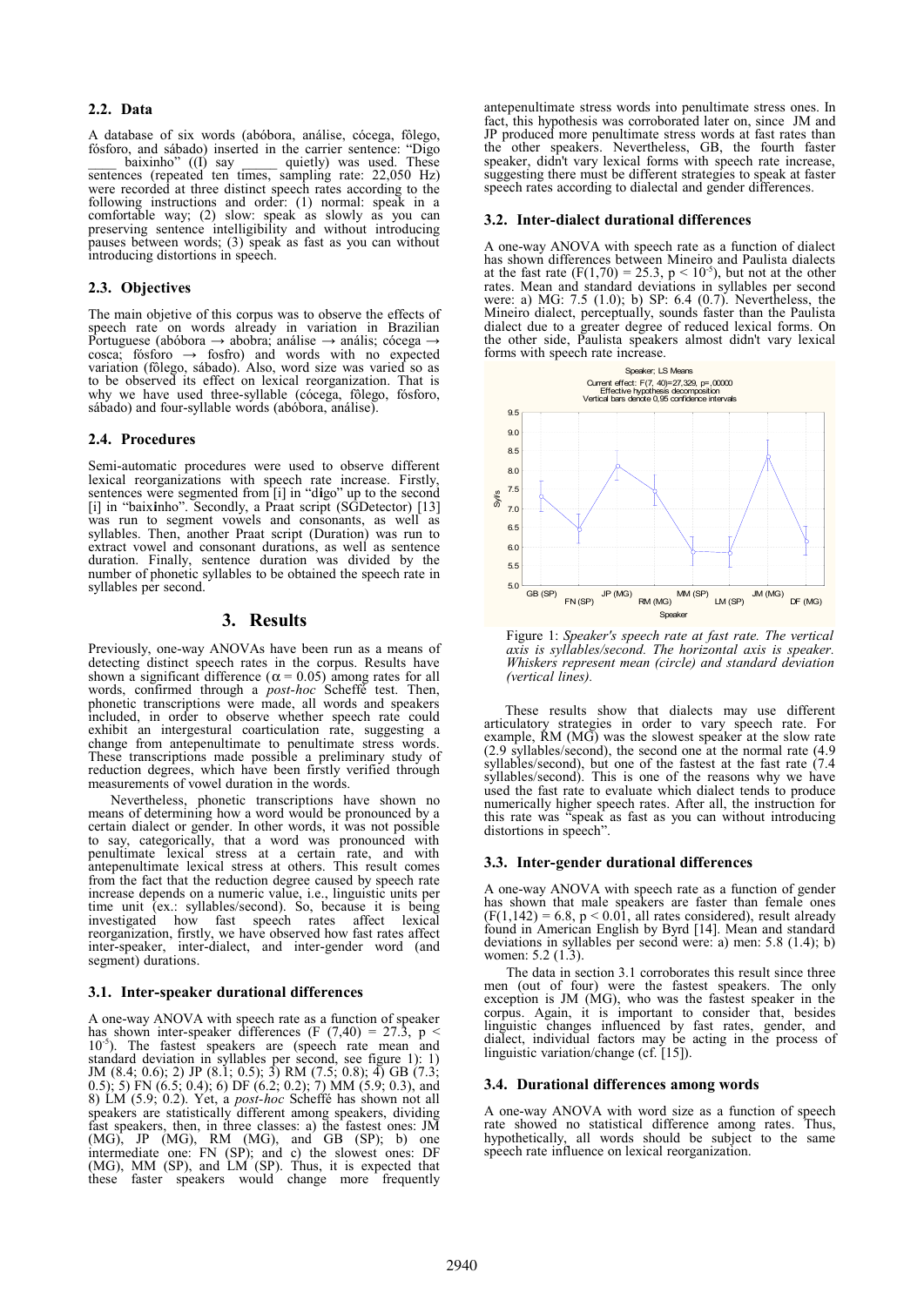### 2.2. Data

A database of six words (abóbora, análise, cócega, fôlego, fósforo, and sábado) inserted in the carrier sentence: "Digo ____ baixinho" ((I) say _____ quietly) was used. These sentences (repeated ten times, sampling rate: 22,050 Hz) were recorded at three distinct speech rates according to the following instructions and order: (1) normal: speak in a comfortable way; (2) slow: speak as slowly as you can preserving sentence intelligibility and without introducing pauses between words; (3) speak as fast as you can without introducing distortions in speech.

### 2.3. Objectives

The main objetive of this corpus was to observe the effects of speech rate on words already in variation in Brazilian Portuguese (abóbora → abobra; análise → anális; cócega → cosca; fósforo → fosfro) and words with no expected variation (fôlego, sábado). Also, word size was varied so as to be observed its effect on lexical reorganization. That is why we have used three-syllable (cócega, fôlego, fósforo, sábado) and four-syllable words (abóbora, análise).

### 2.4. Procedures

Semi-automatic procedures were used to observe different lexical reorganizations with speech rate increase. Firstly, sentences were segmented from [i] in "d**i**go" up to the second [i] in "baix**i**nho". Secondly, a Praat script (SGDetector) [13] was run to segment vowels and consonants, as well as syllables. Then, another Praat script (Duration) was run to extract vowel and consonant durations, as well as sentence duration. Finally, sentence duration was divided by the number of phonetic syllables to be obtained the speech rate in syllables per second.

## 3. Results

Previously, one-way ANOVAs have been run as a means of detecting distinct speech rates in the corpus. Results have shown a significant difference ($\alpha = 0.05$) among rates for all words, confirmed through a *post-hoc* Scheffé test. Then, phonetic transcriptions were made, all words and speakers included, in order to observe whether speech rate could exhibit an intergestural coarticulation rate, suggesting a change from antepenultimate to penultimate stress words. These transcriptions made possible a preliminary study of reduction degrees, which have been firstly verified through measurements of vowel duration in the words.

Nevertheless, phonetic transcriptions have shown no means of determining how a word would be pronounced by a certain dialect or gender. In other words, it was not possible to say, categorically, that a word was pronounced with penultimate lexical stress at a certain rate, and with antepenultimate lexical stress at others. This result comes from the fact that the reduction degree caused by speech rate increase depends on a numeric value, i.e., linguistic units per time unit (ex.: syllables/second). So, because it is being investigated how fast speech rates affect lexical reorganization, firstly, we have observed how fast rates affect inter-speaker, inter-dialect, and inter-gender word (and segment) durations.

### 3.1. Inter-speaker durational differences

A one-way ANOVA with speech rate as a function of speaker has shown inter-speaker differences ($F(7,40) = 27.3$, $p < 10^{-5}$). The fastest speakers are (speech rate mean and standard deviation in syllables per second, see figure 1): 1) JM (8.4; 0.6); 2) JP (8.1; 0.5); 3) RM (7.5; 0.8); 4) GB (7.3; 0.5); 5) FN (6.5; 0.4); 6) DF (6.2; 0.2); 7) MM (5.9; 0.3), and 8) LM (5.9; 0.2). Yet, a *post-hoc* Scheffé has shown not all speakers are statistically different among speakers, dividing fast speakers, then, in three classes: a) the fastest ones: JM (MG), JP (MG), RM (MG), and GB (SP); b) one intermediate one: FN (SP); and c) the slowest ones: DF (MG), MM (SP), and LM (SP). Thus, it is expected that these faster speakers would change more frequently antepenultimate stress words into penultimate stress ones. In fact, this hypothesis was corroborated later on, since JM and JP produced more penultimate stress words at fast rates than the other speakers. Nevertheless, GB, the fourth faster speaker, didn't vary lexical forms with speech rate increase, suggesting there must be different strategies to speak at faster speech rates according to dialectal and gender differences.

### 3.2. Inter-dialect durational differences

A one-way ANOVA with speech rate as a function of dialect has shown differences between Mineiro and Paulista dialects at the fast rate ($F(1,70) = 25.3$, $p < 10^{-5}$), but not at the other rates. Mean and standard deviations in syllables per second were: a) MG: 7.5 (1.0); b) SP: 6.4 (0.7). Nevertheless, the Mineiro dialect, perceptually, sounds faster than the Paulista dialect due to a greater degree of reduced lexical forms. On the other side, Paulista speakers almost didn't vary lexical forms with speech rate increase.

Figure 1: *Speaker's speech rate at fast rate. The vertical axis is syllables/second. The horizontal axis is speaker. Whiskers represent mean (circle) and standard deviation (vertical lines).*

These results show that dialects may use different articulatory strategies in order to vary speech rate. For example, RM (MG) was the slowest speaker at the slow rate (2.9 syllables/second), the second one at the normal rate (4.9 syllables/second), but one of the fastest at the fast rate (7.4 syllables/second). This is one of the reasons why we have used the fast rate to evaluate which dialect tends to produce numerically higher speech rates. After all, the instruction for this rate was "speak as fast as you can without introducing distortions in speech".

### 3.3. Inter-gender durational differences

A one-way ANOVA with speech rate as a function of gender has shown that male speakers are faster than female ones ($F(1,142) = 6.8$, $p < 0.01$, all rates considered), result already found in American English by Byrd [14]. Mean and standard deviations in syllables per second were: a) men: 5.8 (1.4); b) women: 5.2 (1.3).

The data in section 3.1 corroborates this result since three men (out of four) were the fastest speakers. The only exception is JM (MG), who was the fastest speaker in the corpus. Again, it is important to consider that, besides linguistic changes influenced by fast rates, gender, and dialect, individual factors may be acting in the process of linguistic variation/change (cf. [15]).

### 3.4. Durational differences among words

A one-way ANOVA with word size as a function of speech rate showed no statistical difference among rates. Thus, hypothetically, all words should be subject to the same speech rate influence on lexical reorganization.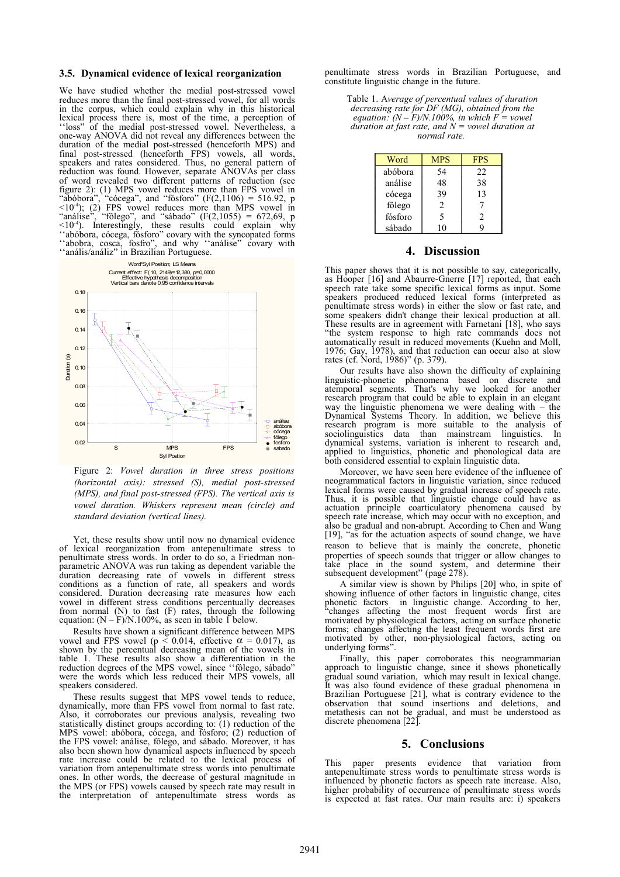### 3.5. Dynamical evidence of lexical reorganization

We have studied whether the medial post-stressed vowel reduces more than the final post-stressed vowel, for all words in the corpus, which could explain why in this historical lexical process there is, most of the time, a perception of ''loss" of the medial post-stressed vowel. Nevertheless, a one-way ANOVA did not reveal any differences between the duration of the medial post-stressed (henceforth MPS) and final post-stressed (henceforth FPS) vowels, all words, speakers and rates considered. Thus, no general pattern of reduction was found. However, separate ANOVAs per class of word revealed two different patterns of reduction (see figure 2): (1) MPS vowel reduces more than FPS vowel in "abóbora", "cócega", and "fósforo" ($F(2,1106) = 516.92$, $p < 10^{-4}$); (2) FPS vowel reduces more than MPS vowel in "análise", "fôlego", and "sábado" ($F(2,1055) = 672{,}69$, $p < 10^{-4}$). Interestingly, these results could explain why ''abóbora, cócega, fósforo" covary with the syncopated forms ''abobra, cosca, fosfro", and why ''análise" covary with ''anális/análiz" in Brazilian Portuguese.

Figure 2: *Vowel duration in three stress positions (horizontal axis): stressed (S), medial post-stressed (MPS), and final post-stressed (FPS). The vertical axis is vowel duration. Whiskers represent mean (circle) and standard deviation (vertical lines).*

Yet, these results show until now no dynamical evidence of lexical reorganization from antepenultimate stress to penultimate stress words. In order to do so, a Friedman non-parametric ANOVA was run taking as dependent variable the duration decreasing rate of vowels in different stress conditions as a function of rate, all speakers and words considered. Duration decreasing rate measures how each vowel in different stress conditions percentually decreases from normal (N) to fast (F) rates, through the following equation: $(N - F)/N.100\%$, as seen in table 1 below.

Results have shown a significant difference between MPS vowel and FPS vowel ($p < 0.014$, effective $\alpha = 0.017$), as shown by the percentual decreasing mean of the vowels in table 1. These results also show a differentiation in the reduction degrees of the MPS vowel, since ''fôlego, sábado" were the words which less reduced their MPS vowels, all speakers considered.

These results suggest that MPS vowel tends to reduce, dynamically, more than FPS vowel from normal to fast rate. Also, it corroborates our previous analysis, revealing two statistically distinct groups according to: (1) reduction of the MPS vowel: abóbora, cócega, and fósforo; (2) reduction of the FPS vowel: análise, fôlego, and sábado. Moreover, it has also been shown how dynamical aspects influenced by speech rate increase could be related to the lexical process of variation from antepenultimate stress words into penultimate ones. In other words, the decrease of gestural magnitude in the MPS (or FPS) vowels caused by speech rate may result in the interpretation of antepenultimate stress words as penultimate stress words in Brazilian Portuguese, and constitute linguistic change in the future.

Table 1. *Average of percentual values of duration decreasing rate for DF (MG), obtained from the equation: $(N - F)/N.100\%$, in which $F$ = vowel duration at fast rate, and $N$ = vowel duration at normal rate.*

| Word | MPS | FPS |
|---|---|---|
| abóbora | 54 | 22 |
| análise | 48 | 38 |
| cócega | 39 | 13 |
| fôlego | 2 | 7 |
| fósforo | 5 | 2 |
| sábado | 10 | 9 |

## 4. Discussion

This paper shows that it is not possible to say, categorically, as Hooper [16] and Abaurre-Gnerre [17] reported, that each speech rate take some specific lexical forms as input. Some speakers produced reduced lexical forms (interpreted as penultimate stress words) in either the slow or fast rate, and some speakers didn't change their lexical production at all. These results are in agreement with Farnetani [18], who says "the system response to high rate commands does not automatically result in reduced movements (Kuehn and Moll, 1976; Gay, 1978), and that reduction can occur also at slow rates (cf. Nord, 1986)" (p. 379).

Our results have also shown the difficulty of explaining linguistic-phonetic phenomena based on discrete and atemporal segments. That's why we looked for another research program that could be able to explain in an elegant way the linguistic phenomena we were dealing with – the Dynamical Systems Theory. In addition, we believe this research program is more suitable to the analysis of sociolinguistics data than mainstream linguistics. In dynamical systems, variation is inherent to research and, applied to linguistics, phonetic and phonological data are both considered essential to explain linguistic data.

Moreover, we have seen here evidence of the influence of neogrammatical factors in linguistic variation, since reduced lexical forms were caused by gradual increase of speech rate. Thus, it is possible that linguistic change could have as actuation principle coarticulatory phenomena caused by speech rate increase, which may occur with no exception, and also be gradual and non-abrupt. According to Chen and Wang [19], "as for the actuation aspects of sound change, we have reason to believe that is mainly the concrete, phonetic properties of speech sounds that trigger or allow changes to take place in the sound system, and determine their subsequent development" (page 278).

A similar view is shown by Philips [20] who, in spite of showing influence of other factors in linguistic change, cites phonetic factors in linguistic change. According to her, "changes affecting the most frequent words first are motivated by physiological factors, acting on surface phonetic forms; changes affecting the least frequent words first are motivated by other, non-physiological factors, acting on underlying forms".

Finally, this paper corroborates this neogrammarian approach to linguistic change, since it shows phonetically gradual sound variation, which may result in lexical change. It was also found evidence of these gradual phenomena in Brazilian Portuguese [21], what is contrary evidence to the observation that sound insertions and deletions, and metathesis can not be gradual, and must be understood as discrete phenomena [22].

## 5. Conclusions

This paper presents evidence that variation from antepenultimate stress words to penultimate stress words is influenced by phonetic factors as speech rate increase. Also, higher probability of occurrence of penultimate stress words is expected at fast rates. Our main results are: i) speakers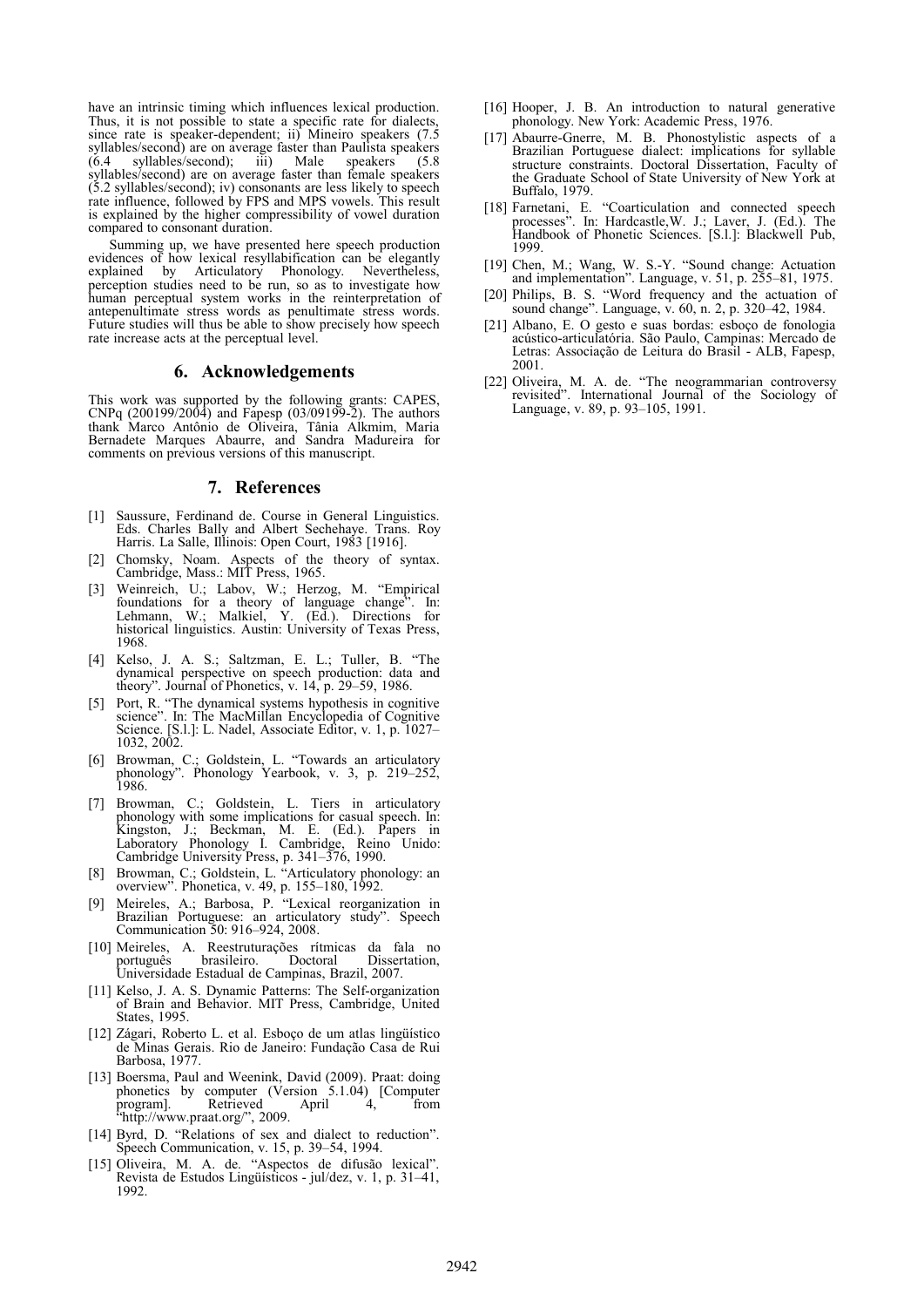have an intrinsic timing which influences lexical production. Thus, it is not possible to state a specific rate for dialects, since rate is speaker-dependent; ii) Mineiro speakers (7.5 syllables/second) are on average faster than Paulista speakers (6.4 syllables/second); iii) Male speakers (5.8 syllables/second) are on average faster than female speakers (5.2 syllables/second); iv) consonants are less likely to speech rate influence, followed by FPS and MPS vowels. This result is explained by the higher compressibility of vowel duration compared to consonant duration.

Summing up, we have presented here speech production evidences of how lexical resyllabification can be elegantly explained by Articulatory Phonology. Nevertheless, perception studies need to be run, so as to investigate how human perceptual system works in the reinterpretation of antepenultimate stress words as penultimate stress words. Future studies will thus be able to show precisely how speech rate increase acts at the perceptual level.

## 6. Acknowledgements

This work was supported by the following grants: CAPES, CNPq (200199/2004) and Fapesp (03/09199-2). The authors thank Marco Antônio de Oliveira, Tânia Alkmim, Maria Bernadete Marques Abaurre, and Sandra Madureira for comments on previous versions of this manuscript.

## 7. References

[1] Saussure, Ferdinand de. Course in General Linguistics. Eds. Charles Bally and Albert Sechehaye. Trans. Roy Harris. La Salle, Illinois: Open Court, 1983 [1916].

[2] Chomsky, Noam. Aspects of the theory of syntax. Cambridge, Mass.: MIT Press, 1965.

[3] Weinreich, U.; Labov, W.; Herzog, M. "Empirical foundations for a theory of language change". In: Lehmann, W.; Malkiel, Y. (Ed.). Directions for historical linguistics. Austin: University of Texas Press, 1968.

[4] Kelso, J. A. S.; Saltzman, E. L.; Tuller, B. "The dynamical perspective on speech production: data and theory". Journal of Phonetics, v. 14, p. 29–59, 1986.

[5] Port, R. "The dynamical systems hypothesis in cognitive science". In: The MacMillan Encyclopedia of Cognitive Science. [S.l.]: L. Nadel, Associate Editor, v. 1, p. 1027–1032, 2002.

[6] Browman, C.; Goldstein, L. "Towards an articulatory phonology". Phonology Yearbook, v. 3, p. 219–252, 1986.

[7] Browman, C.; Goldstein, L. Tiers in articulatory phonology with some implications for casual speech. In: Kingston, J.; Beckman, M. E. (Ed.). Papers in Laboratory Phonology I. Cambridge, Reino Unido: Cambridge University Press, p. 341–376, 1990.

[8] Browman, C.; Goldstein, L. "Articulatory phonology: an overview". Phonetica, v. 49, p. 155–180, 1992.

[9] Meireles, A.; Barbosa, P. "Lexical reorganization in Brazilian Portuguese: an articulatory study". Speech Communication 50: 916–924, 2008.

[10] Meireles, A. Reestruturações rítmicas da fala no português brasileiro. Doctoral Dissertation, Universidade Estadual de Campinas, Brazil, 2007.

[11] Kelso, J. A. S. Dynamic Patterns: The Self-organization of Brain and Behavior. MIT Press, Cambridge, United States, 1995.

[12] Zágari, Roberto L. et al. Esboço de um atlas lingüístico de Minas Gerais. Rio de Janeiro: Fundação Casa de Rui Barbosa, 1977.

[13] Boersma, Paul and Weenink, David (2009). Praat: doing phonetics by computer (Version 5.1.04) [Computer program]. Retrieved April 4, from "http://www.praat.org/", 2009.

[14] Byrd, D. "Relations of sex and dialect to reduction". Speech Communication, v. 15, p. 39–54, 1994.

[15] Oliveira, M. A. de. "Aspectos de difusão lexical". Revista de Estudos Lingüísticos - jul/dez, v. 1, p. 31–41, 1992.

[16] Hooper, J. B. An introduction to natural generative phonology. New York: Academic Press, 1976.

[17] Abaurre-Gnerre, M. B. Phonostylistic aspects of a Brazilian Portuguese dialect: implications for syllable structure constraints. Doctoral Dissertation, Faculty of the Graduate School of State University of New York at Buffalo, 1979.

[18] Farnetani, E. "Coarticulation and connected speech processes". In: Hardcastle,W. J.; Laver, J. (Ed.). The Handbook of Phonetic Sciences. [S.l.]: Blackwell Pub, 1999.

[19] Chen, M.; Wang, W. S.-Y. "Sound change: Actuation and implementation". Language, v. 51, p. 255–81, 1975.

[20] Philips, B. S. "Word frequency and the actuation of sound change". Language, v. 60, n. 2, p. 320–42, 1984.

[21] Albano, E. O gesto e suas bordas: esboço de fonologia acústico-articulatória. São Paulo, Campinas: Mercado de Letras: Associação de Leitura do Brasil - ALB, Fapesp, 2001.

[22] Oliveira, M. A. de. "The neogrammarian controversy revisited". International Journal of the Sociology of Language, v. 89, p. 93–105, 1991.